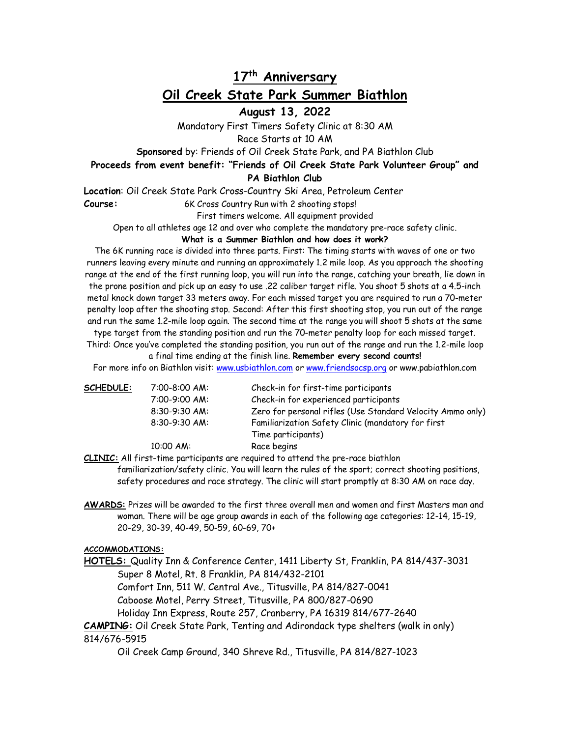# 17th Anniversary

# Oil Creek State Park Summer Biathlon

## August 13, 2022

Mandatory First Timers Safety Clinic at 8:30 AM

Race Starts at 10 AM

**Sponsored** by: Friends of Oil Creek State Park, and PA Biathlon Club

**Proceeds from event benefit: "Friends of Oil Creek State Park Volunteer Group" and PA Biathlon Club**

**Location**: Oil Creek State Park Cross-Country Ski Area, Petroleum Center

**Course:** 6K Cross Country Run with 2 shooting stops!

First timers welcome. All equipment provided

Open to all athletes age 12 and over who complete the mandatory pre-race safety clinic.

**What is a Summer Biathlon and how does it work?**

The 6K running race is divided into three parts. First: The timing starts with waves of one or two runners leaving every minute and running an approximately 1.2 mile loop. As you approach the shooting range at the end of the first running loop, you will run into the range, catching your breath, lie down in the prone position and pick up an easy to use .22 caliber target rifle. You shoot 5 shots at a 4.5-inch metal knock down target 33 meters away. For each missed target you are required to run a 70-meter penalty loop after the shooting stop. Second: After this first shooting stop, you run out of the range and run the same 1.2-mile loop again. The second time at the range you will shoot 5 shots at the same type target from the standing position and run the 70-meter penalty loop for each missed target. Third: Once you've completed the standing position, you run out of the range and run the 1.2-mile loop a final time ending at the finish line. **Remember every second counts!**

For more info on Biathlon visit: www.usbiathlon.com or www.friendsocsp.org or www.pabiathlon.com

| **SCHEDULE:** | 7:00-8:00 AM: | Check-in for first-time participants |
|---|---|---|
| | 7:00-9:00 AM: | Check-in for experienced participants |
| | 8:30-9:30 AM: | Zero for personal rifles (Use Standard Velocity Ammo only) |
| | 8:30-9:30 AM: | Familiarization Safety Clinic (mandatory for first Time participants) |
| | 10:00 AM: | Race begins |

**CLINIC:** All first-time participants are required to attend the pre-race biathlon familiarization/safety clinic. You will learn the rules of the sport; correct shooting positions, safety procedures and race strategy. The clinic will start promptly at 8:30 AM on race day.

**AWARDS:** Prizes will be awarded to the first three overall men and women and first Masters man and woman. There will be age group awards in each of the following age categories: 12-14, 15-19, 20-29, 30-39, 40-49, 50-59, 60-69, 70+

**ACCOMMODATIONS:**

**HOTELS:** Quality Inn & Conference Center, 1411 Liberty St, Franklin, PA 814/437-3031

Super 8 Motel, Rt. 8 Franklin, PA 814/432-2101

Comfort Inn, 511 W. Central Ave., Titusville, PA 814/827-0041

Caboose Motel, Perry Street, Titusville, PA 800/827-0690

Holiday Inn Express, Route 257, Cranberry, PA 16319 814/677-2640

**CAMPING:** Oil Creek State Park, Tenting and Adirondack type shelters (walk in only) 814/676-5915

Oil Creek Camp Ground, 340 Shreve Rd., Titusville, PA 814/827-1023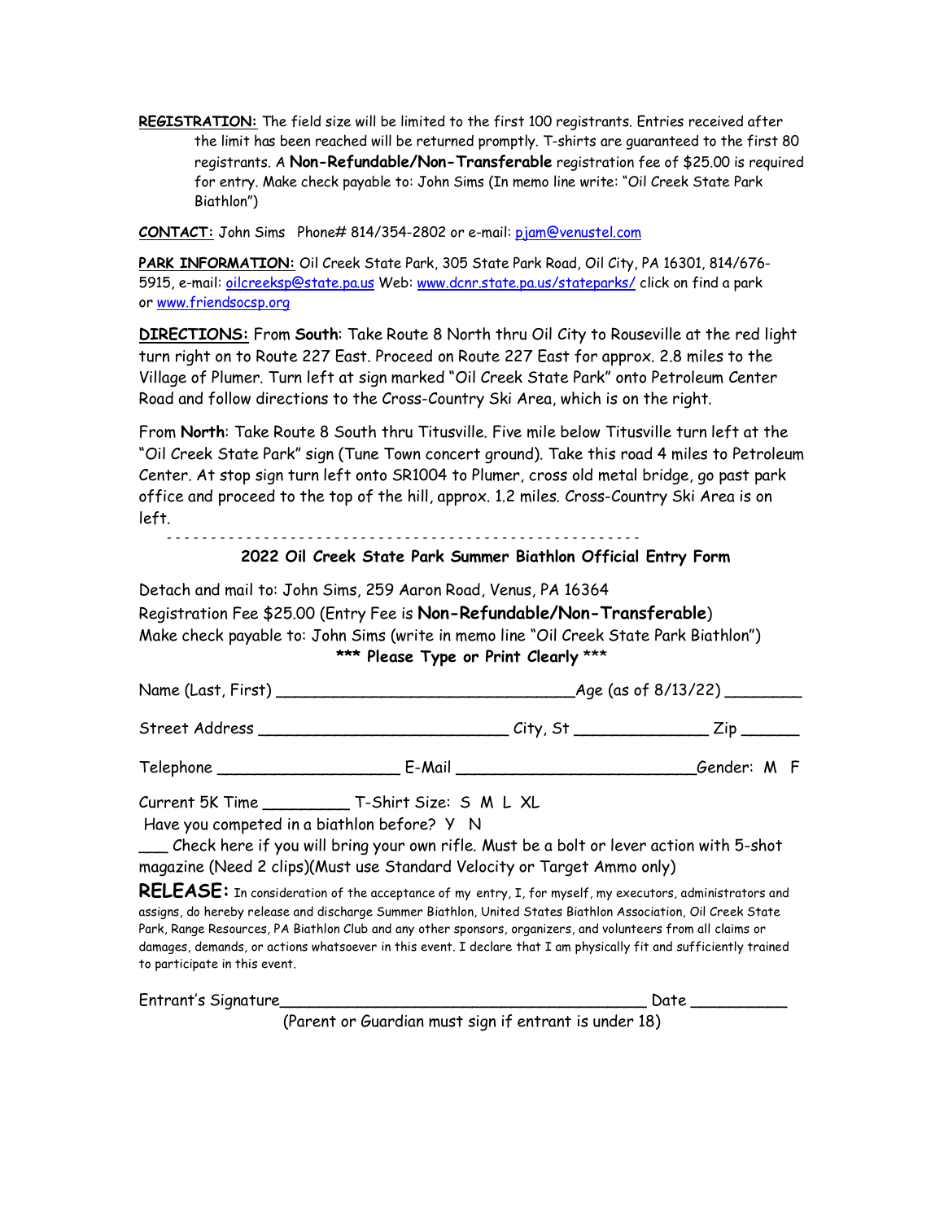**REGISTRATION:** The field size will be limited to the first 100 registrants. Entries received after the limit has been reached will be returned promptly. T-shirts are guaranteed to the first 80 registrants. A **Non-Refundable/Non-Transferable** registration fee of $25.00 is required for entry. Make check payable to: John Sims (In memo line write: "Oil Creek State Park Biathlon")

**CONTACT:** John Sims Phone# 814/354-2802 or e-mail: pjam@venustel.com

**PARK INFORMATION:** Oil Creek State Park, 305 State Park Road, Oil City, PA 16301, 814/676-5915, e-mail: oilcreeksp@state.pa.us Web: www.dcnr.state.pa.us/stateparks/ click on find a park or www.friendsocsp.org

**DIRECTIONS:** From **South**: Take Route 8 North thru Oil City to Rouseville at the red light turn right on to Route 227 East. Proceed on Route 227 East for approx. 2.8 miles to the Village of Plumer. Turn left at sign marked "Oil Creek State Park" onto Petroleum Center Road and follow directions to the Cross-Country Ski Area, which is on the right.

From **North**: Take Route 8 South thru Titusville. Five mile below Titusville turn left at the "Oil Creek State Park" sign (Tune Town concert ground). Take this road 4 miles to Petroleum Center. At stop sign turn left onto SR1004 to Plumer, cross old metal bridge, go past park office and proceed to the top of the hill, approx. 1.2 miles. Cross-Country Ski Area is on left.

- - - - - - - - - - - - - - - - - - - - - - - - - - - - - - - - - - - - - - - - - - - - - - - - - - - - -

**2022 Oil Creek State Park Summer Biathlon Official Entry Form**

Detach and mail to: John Sims, 259 Aaron Road, Venus, PA 16364

Registration Fee $25.00 (Entry Fee is **Non-Refundable/Non-Transferable**)

Make check payable to: John Sims (write in memo line "Oil Creek State Park Biathlon")

**\*\*\* Please Type or Print Clearly \*\*\***

Name (Last, First) ________________________________ Age (as of 8/13/22) ________

Street Address ___________________________ City, St ______________ Zip ______

Telephone ___________________ E-Mail _________________________ Gender: M F

Current 5K Time _________ T-Shirt Size: S M L XL

Have you competed in a biathlon before? Y N

___ Check here if you will bring your own rifle. Must be a bolt or lever action with 5-shot magazine (Need 2 clips)(Must use Standard Velocity or Target Ammo only)

**RELEASE:** In consideration of the acceptance of my entry, I, for myself, my executors, administrators and assigns, do hereby release and discharge Summer Biathlon, United States Biathlon Association, Oil Creek State Park, Range Resources, PA Biathlon Club and any other sponsors, organizers, and volunteers from all claims or damages, demands, or actions whatsoever in this event. I declare that I am physically fit and sufficiently trained to participate in this event.

Entrant's Signature_______________________________________ Date __________

(Parent or Guardian must sign if entrant is under 18)